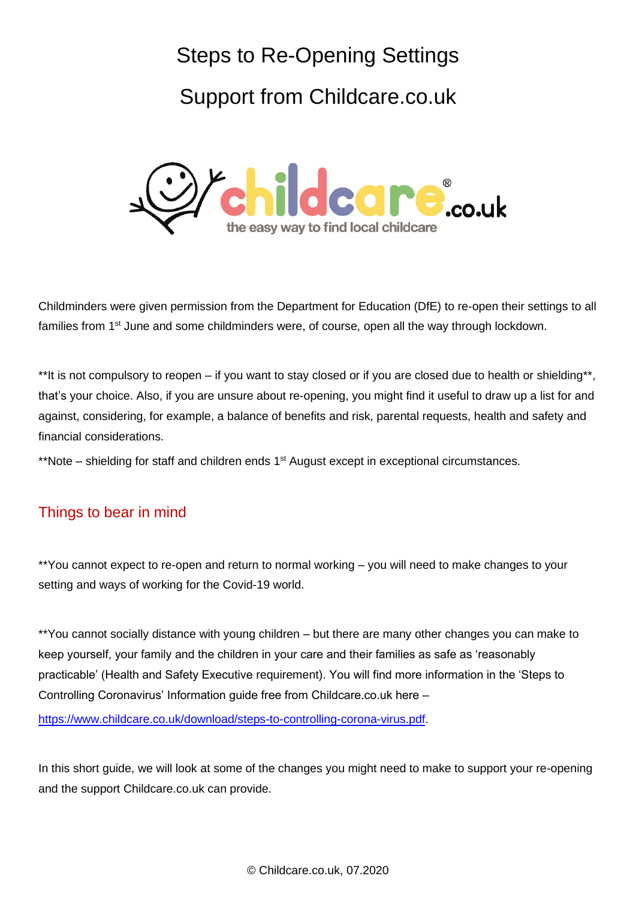# Steps to Re-Opening Settings

# Support from Childcare.co.uk

Childminders were given permission from the Department for Education (DfE) to re-open their settings to all families from 1st June and some childminders were, of course, open all the way through lockdown.

**It is not compulsory to reopen – if you want to stay closed or if you are closed due to health or shielding**, that's your choice. Also, if you are unsure about re-opening, you might find it useful to draw up a list for and against, considering, for example, a balance of benefits and risk, parental requests, health and safety and financial considerations.

**Note – shielding for staff and children ends 1st August except in exceptional circumstances.

## Things to bear in mind

**You cannot expect to re-open and return to normal working – you will need to make changes to your setting and ways of working for the Covid-19 world.

**You cannot socially distance with young children – but there are many other changes you can make to keep yourself, your family and the children in your care and their families as safe as 'reasonably practicable' (Health and Safety Executive requirement). You will find more information in the 'Steps to Controlling Coronavirus' Information guide free from Childcare.co.uk here – [https://www.childcare.co.uk/download/steps-to-controlling-corona-virus.pdf](https://www.childcare.co.uk/download/steps-to-controlling-corona-virus.pdf).

In this short guide, we will look at some of the changes you might need to make to support your re-opening and the support Childcare.co.uk can provide.

© Childcare.co.uk, 07.2020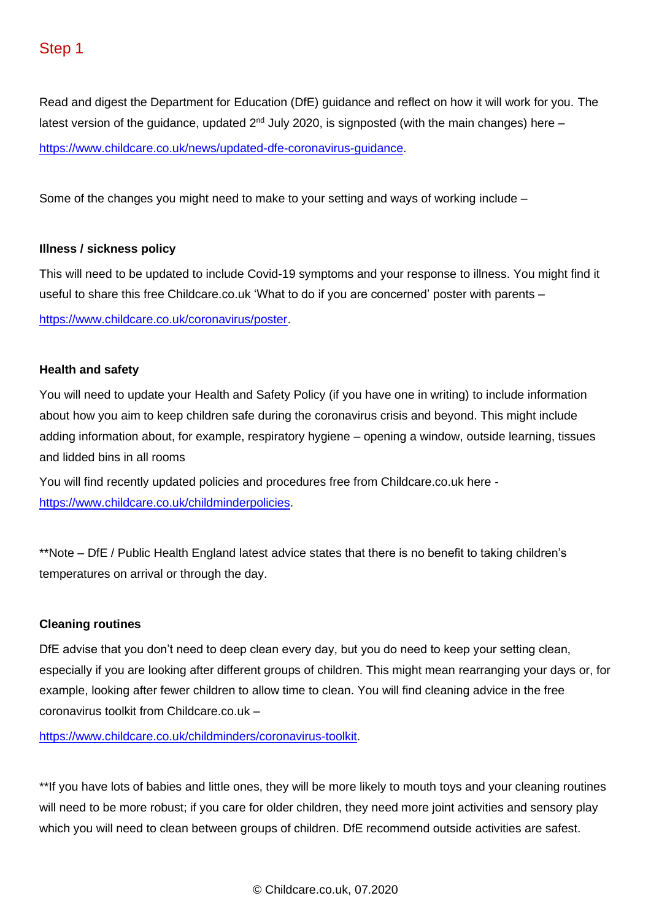## Step 1

Read and digest the Department for Education (DfE) guidance and reflect on how it will work for you. The latest version of the guidance, updated 2nd July 2020, is signposted (with the main changes) here – [https://www.childcare.co.uk/news/updated-dfe-coronavirus-guidance](https://www.childcare.co.uk/news/updated-dfe-coronavirus-guidance).

Some of the changes you might need to make to your setting and ways of working include –

**Illness / sickness policy**

This will need to be updated to include Covid-19 symptoms and your response to illness. You might find it useful to share this free Childcare.co.uk 'What to do if you are concerned' poster with parents – [https://www.childcare.co.uk/coronavirus/poster](https://www.childcare.co.uk/coronavirus/poster).

**Health and safety**

You will need to update your Health and Safety Policy (if you have one in writing) to include information about how you aim to keep children safe during the coronavirus crisis and beyond. This might include adding information about, for example, respiratory hygiene – opening a window, outside learning, tissues and lidded bins in all rooms

You will find recently updated policies and procedures free from Childcare.co.uk here - [https://www.childcare.co.uk/childminderpolicies](https://www.childcare.co.uk/childminderpolicies).

**Note – DfE / Public Health England latest advice states that there is no benefit to taking children's temperatures on arrival or through the day.

**Cleaning routines**

DfE advise that you don't need to deep clean every day, but you do need to keep your setting clean, especially if you are looking after different groups of children. This might mean rearranging your days or, for example, looking after fewer children to allow time to clean. You will find cleaning advice in the free coronavirus toolkit from Childcare.co.uk – [https://www.childcare.co.uk/childminders/coronavirus-toolkit](https://www.childcare.co.uk/childminders/coronavirus-toolkit).

**If you have lots of babies and little ones, they will be more likely to mouth toys and your cleaning routines will need to be more robust; if you care for older children, they need more joint activities and sensory play which you will need to clean between groups of children. DfE recommend outside activities are safest.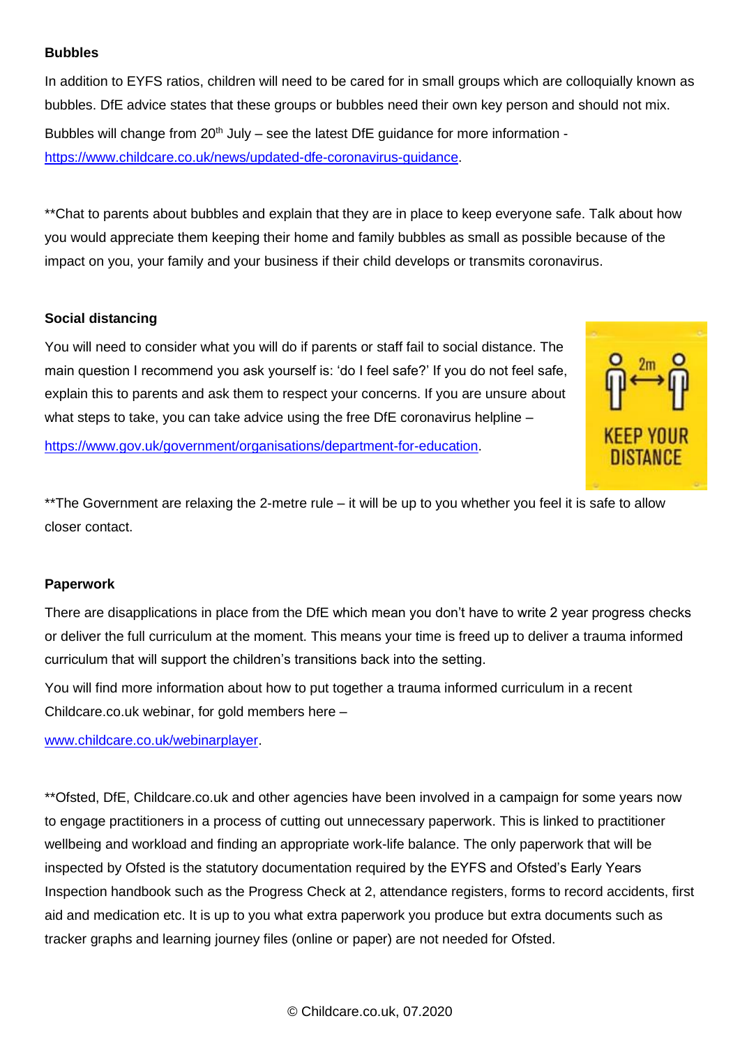**Bubbles**

In addition to EYFS ratios, children will need to be cared for in small groups which are colloquially known as bubbles. DfE advice states that these groups or bubbles need their own key person and should not mix.

Bubbles will change from 20th July – see the latest DfE guidance for more information - https://www.childcare.co.uk/news/updated-dfe-coronavirus-guidance.

**Chat to parents about bubbles and explain that they are in place to keep everyone safe. Talk about how you would appreciate them keeping their home and family bubbles as small as possible because of the impact on you, your family and your business if their child develops or transmits coronavirus.

**Social distancing**

You will need to consider what you will do if parents or staff fail to social distance. The main question I recommend you ask yourself is: 'do I feel safe?' If you do not feel safe, explain this to parents and ask them to respect your concerns. If you are unsure about what steps to take, you can take advice using the free DfE coronavirus helpline – https://www.gov.uk/government/organisations/department-for-education.

**The Government are relaxing the 2-metre rule – it will be up to you whether you feel it is safe to allow closer contact.

**Paperwork**

There are disapplications in place from the DfE which mean you don't have to write 2 year progress checks or deliver the full curriculum at the moment. This means your time is freed up to deliver a trauma informed curriculum that will support the children's transitions back into the setting.

You will find more information about how to put together a trauma informed curriculum in a recent Childcare.co.uk webinar, for gold members here –

www.childcare.co.uk/webinarplayer.

**Ofsted, DfE, Childcare.co.uk and other agencies have been involved in a campaign for some years now to engage practitioners in a process of cutting out unnecessary paperwork. This is linked to practitioner wellbeing and workload and finding an appropriate work-life balance. The only paperwork that will be inspected by Ofsted is the statutory documentation required by the EYFS and Ofsted's Early Years Inspection handbook such as the Progress Check at 2, attendance registers, forms to record accidents, first aid and medication etc. It is up to you what extra paperwork you produce but extra documents such as tracker graphs and learning journey files (online or paper) are not needed for Ofsted.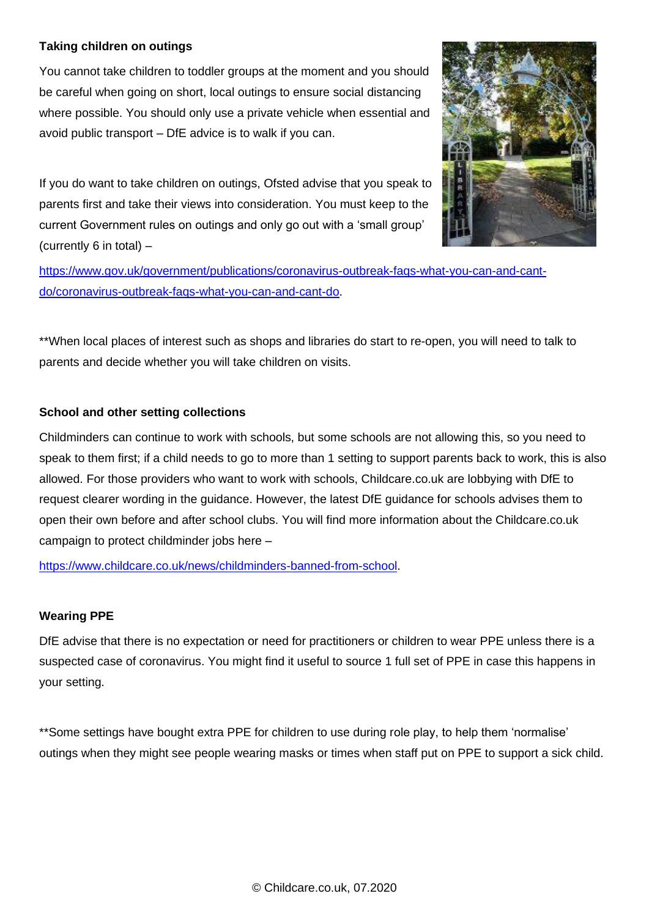**Taking children on outings**

You cannot take children to toddler groups at the moment and you should be careful when going on short, local outings to ensure social distancing where possible. You should only use a private vehicle when essential and avoid public transport – DfE advice is to walk if you can.

If you do want to take children on outings, Ofsted advise that you speak to parents first and take their views into consideration. You must keep to the current Government rules on outings and only go out with a 'small group' (currently 6 in total) – https://www.gov.uk/government/publications/coronavirus-outbreak-faqs-what-you-can-and-cant-do/coronavirus-outbreak-faqs-what-you-can-and-cant-do.

**When local places of interest such as shops and libraries do start to re-open, you will need to talk to parents and decide whether you will take children on visits.

**School and other setting collections**

Childminders can continue to work with schools, but some schools are not allowing this, so you need to speak to them first; if a child needs to go to more than 1 setting to support parents back to work, this is also allowed. For those providers who want to work with schools, Childcare.co.uk are lobbying with DfE to request clearer wording in the guidance. However, the latest DfE guidance for schools advises them to open their own before and after school clubs. You will find more information about the Childcare.co.uk campaign to protect childminder jobs here –

https://www.childcare.co.uk/news/childminders-banned-from-school.

**Wearing PPE**

DfE advise that there is no expectation or need for practitioners or children to wear PPE unless there is a suspected case of coronavirus. You might find it useful to source 1 full set of PPE in case this happens in your setting.

**Some settings have bought extra PPE for children to use during role play, to help them 'normalise' outings when they might see people wearing masks or times when staff put on PPE to support a sick child.

© Childcare.co.uk, 07.2020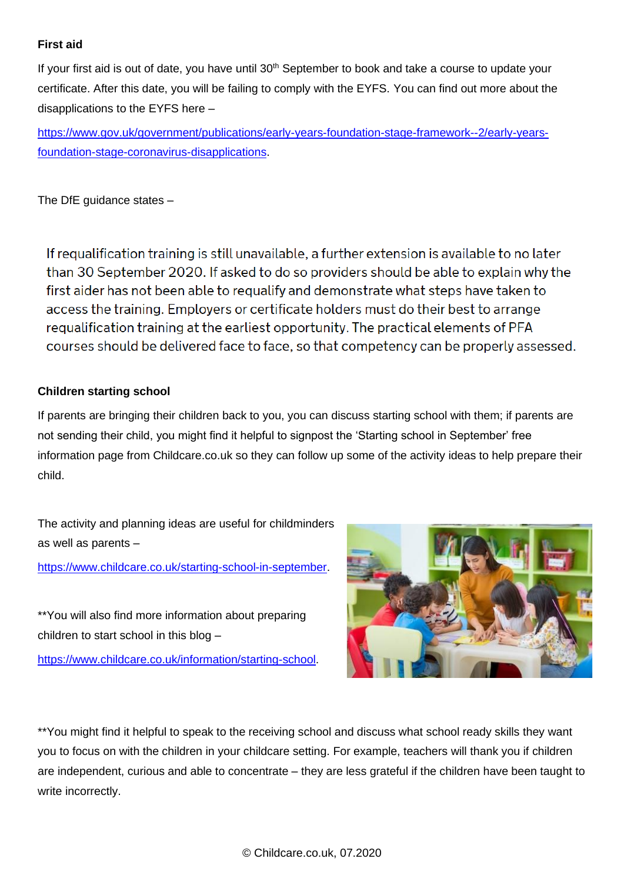**First aid**

If your first aid is out of date, you have until 30th September to book and take a course to update your certificate. After this date, you will be failing to comply with the EYFS. You can find out more about the disapplications to the EYFS here – [https://www.gov.uk/government/publications/early-years-foundation-stage-framework--2/early-years-foundation-stage-coronavirus-disapplications](https://www.gov.uk/government/publications/early-years-foundation-stage-framework--2/early-years-foundation-stage-coronavirus-disapplications).

The DfE guidance states –

> If requalification training is still unavailable, a further extension is available to no later than 30 September 2020. If asked to do so providers should be able to explain why the first aider has not been able to requalify and demonstrate what steps have taken to access the training. Employers or certificate holders must do their best to arrange requalification training at the earliest opportunity. The practical elements of PFA courses should be delivered face to face, so that competency can be properly assessed.

**Children starting school**

If parents are bringing their children back to you, you can discuss starting school with them; if parents are not sending their child, you might find it helpful to signpost the 'Starting school in September' free information page from Childcare.co.uk so they can follow up some of the activity ideas to help prepare their child.

The activity and planning ideas are useful for childminders as well as parents – [https://www.childcare.co.uk/starting-school-in-september](https://www.childcare.co.uk/starting-school-in-september).

**You will also find more information about preparing children to start school in this blog – [https://www.childcare.co.uk/information/starting-school](https://www.childcare.co.uk/information/starting-school).

**You might find it helpful to speak to the receiving school and discuss what school ready skills they want you to focus on with the children in your childcare setting. For example, teachers will thank you if children are independent, curious and able to concentrate – they are less grateful if the children have been taught to write incorrectly.

© Childcare.co.uk, 07.2020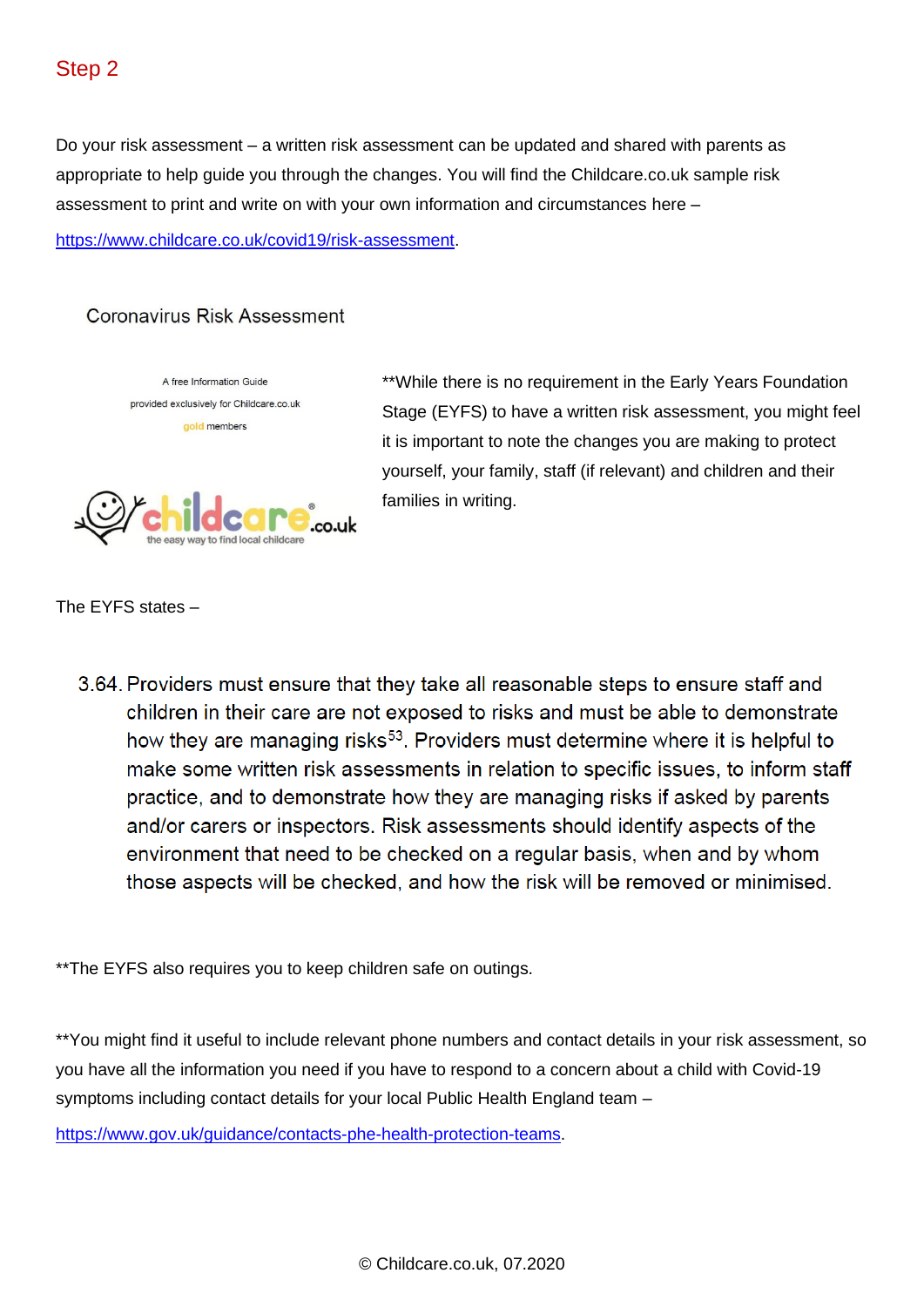## Step 2

Do your risk assessment – a written risk assessment can be updated and shared with parents as appropriate to help guide you through the changes. You will find the Childcare.co.uk sample risk assessment to print and write on with your own information and circumstances here – https://www.childcare.co.uk/covid19/risk-assessment.

Coronavirus Risk Assessment

A free Information Guide
provided exclusively for Childcare.co.uk
gold members

childcare.co.uk
the easy way to find local childcare

**While there is no requirement in the Early Years Foundation Stage (EYFS) to have a written risk assessment, you might feel it is important to note the changes you are making to protect yourself, your family, staff (if relevant) and children and their families in writing.

The EYFS states –

> 3.64. Providers must ensure that they take all reasonable steps to ensure staff and children in their care are not exposed to risks and must be able to demonstrate how they are managing risks[53]. Providers must determine where it is helpful to make some written risk assessments in relation to specific issues, to inform staff practice, and to demonstrate how they are managing risks if asked by parents and/or carers or inspectors. Risk assessments should identify aspects of the environment that need to be checked on a regular basis, when and by whom those aspects will be checked, and how the risk will be removed or minimised.

**The EYFS also requires you to keep children safe on outings.

**You might find it useful to include relevant phone numbers and contact details in your risk assessment, so you have all the information you need if you have to respond to a concern about a child with Covid-19 symptoms including contact details for your local Public Health England team – https://www.gov.uk/guidance/contacts-phe-health-protection-teams.

© Childcare.co.uk, 07.2020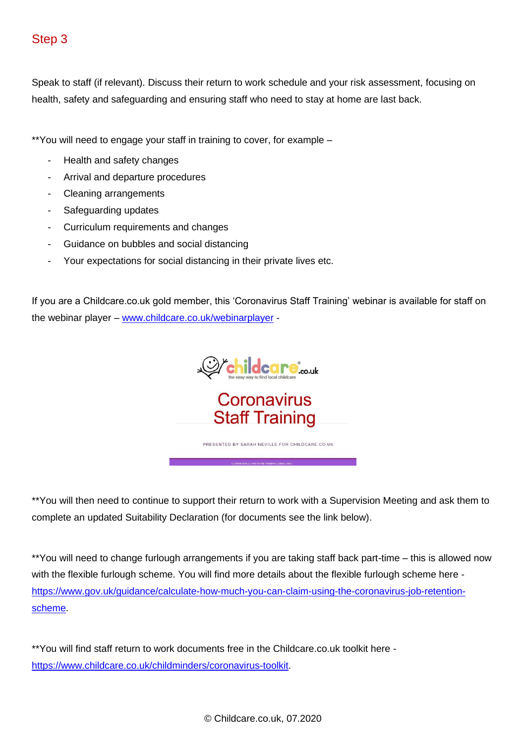## Step 3

Speak to staff (if relevant). Discuss their return to work schedule and your risk assessment, focusing on health, safety and safeguarding and ensuring staff who need to stay at home are last back.

**You will need to engage your staff in training to cover, for example –

- Health and safety changes
- Arrival and departure procedures
- Cleaning arrangements
- Safeguarding updates
- Curriculum requirements and changes
- Guidance on bubbles and social distancing
- Your expectations for social distancing in their private lives etc.

If you are a Childcare.co.uk gold member, this 'Coronavirus Staff Training' webinar is available for staff on the webinar player – [www.childcare.co.uk/webinarplayer](http://www.childcare.co.uk/webinarplayer) -

childcare.co.uk
the easy way to find local childcare

Coronavirus
Staff Training

PRESENTED BY SARAH NEVILLE FOR CHILDCARE.CO.UK

**You will then need to continue to support their return to work with a Supervision Meeting and ask them to complete an updated Suitability Declaration (for documents see the link below).

**You will need to change furlough arrangements if you are taking staff back part-time – this is allowed now with the flexible furlough scheme. You will find more details about the flexible furlough scheme here - [https://www.gov.uk/guidance/calculate-how-much-you-can-claim-using-the-coronavirus-job-retention-scheme](https://www.gov.uk/guidance/calculate-how-much-you-can-claim-using-the-coronavirus-job-retention-scheme).

**You will find staff return to work documents free in the Childcare.co.uk toolkit here - [https://www.childcare.co.uk/childminders/coronavirus-toolkit](https://www.childcare.co.uk/childminders/coronavirus-toolkit).

© Childcare.co.uk, 07.2020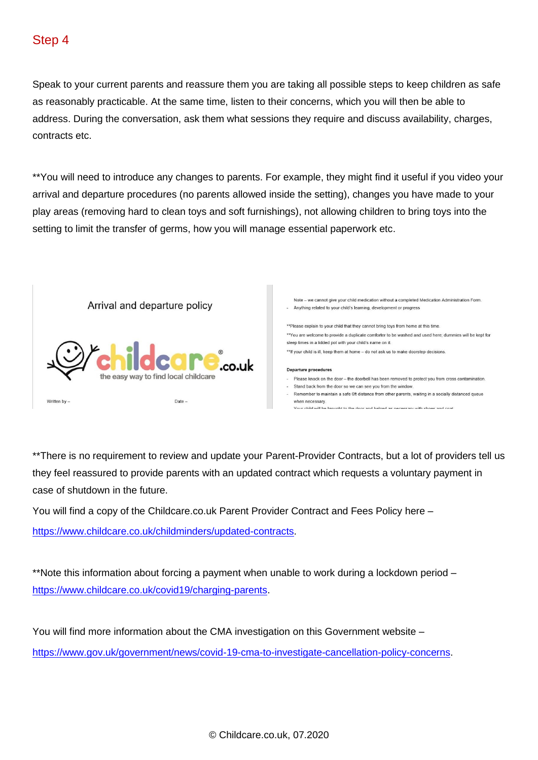## Step 4

Speak to your current parents and reassure them you are taking all possible steps to keep children as safe as reasonably practicable. At the same time, listen to their concerns, which you will then be able to address. During the conversation, ask them what sessions they require and discuss availability, charges, contracts etc.

**You will need to introduce any changes to parents. For example, they might find it useful if you video your arrival and departure procedures (no parents allowed inside the setting), changes you have made to your play areas (removing hard to clean toys and soft furnishings), not allowing children to bring toys into the setting to limit the transfer of germs, how you will manage essential paperwork etc.

**There is no requirement to review and update your Parent-Provider Contracts, but a lot of providers tell us they feel reassured to provide parents with an updated contract which requests a voluntary payment in case of shutdown in the future.

You will find a copy of the Childcare.co.uk Parent Provider Contract and Fees Policy here – https://www.childcare.co.uk/childminders/updated-contracts.

**Note this information about forcing a payment when unable to work during a lockdown period – https://www.childcare.co.uk/covid19/charging-parents.

You will find more information about the CMA investigation on this Government website – https://www.gov.uk/government/news/covid-19-cma-to-investigate-cancellation-policy-concerns.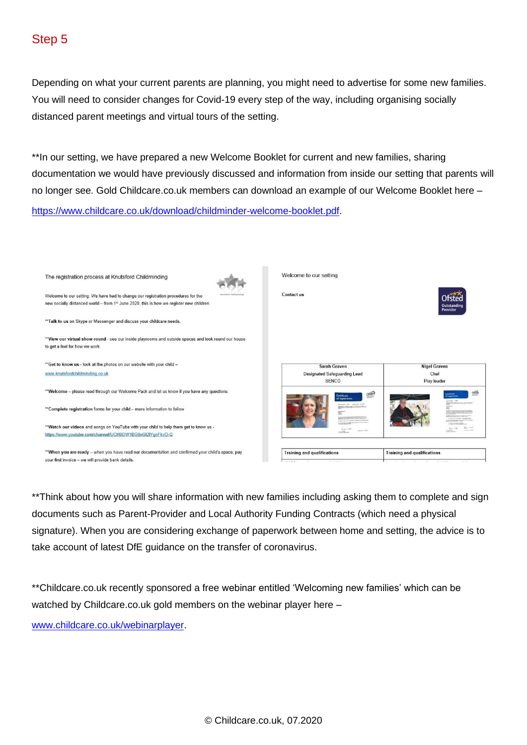## Step 5

Depending on what your current parents are planning, you might need to advertise for some new families. You will need to consider changes for Covid-19 every step of the way, including organising socially distanced parent meetings and virtual tours of the setting.

**In our setting, we have prepared a new Welcome Booklet for current and new families, sharing documentation we would have previously discussed and information from inside our setting that parents will no longer see. Gold Childcare.co.uk members can download an example of our Welcome Booklet here – https://www.childcare.co.uk/download/childminder-welcome-booklet.pdf.

The registration process at Knutsford Childminding

Welcome to our setting. We have had to change our registration procedures for the new socially distanced world – from 1st June 2020, this is how we register new children:

**Talk to us** on Skype or Messenger and discuss your childcare needs.

**View our virtual show-round** - see our inside playrooms and outside spaces and look round our house to get a feel for how we work.

**Get to know us** - look at the photos on our website with your child – www.knutsfordchildminding.co.uk

**Welcome** – please read through our Welcome Pack and let us know if you have any questions

**Complete registration forms** for your child – more information to follow

**Watch our videos** and songs on YouTube with your child to help them get to know us - https://www.youtube.com/channel/UCH0DW1BG9xGl2fYgnFkvO-Q

**When you are ready** – when you have read our documentation and confirmed your child's space, pay your first invoice – we will provide bank details.

Welcome to our setting

Contact us

| Sarah Graven<br>Designated Safeguarding Lead<br>SENCO | Nigel Graven<br>Chef<br>Play leader |
|---|---|
| Training and qualifications | Training and qualifications |

**Think about how you will share information with new families including asking them to complete and sign documents such as Parent-Provider and Local Authority Funding Contracts (which need a physical signature). When you are considering exchange of paperwork between home and setting, the advice is to take account of latest DfE guidance on the transfer of coronavirus.

**Childcare.co.uk recently sponsored a free webinar entitled 'Welcoming new families' which can be watched by Childcare.co.uk gold members on the webinar player here – www.childcare.co.uk/webinarplayer.

© Childcare.co.uk, 07.2020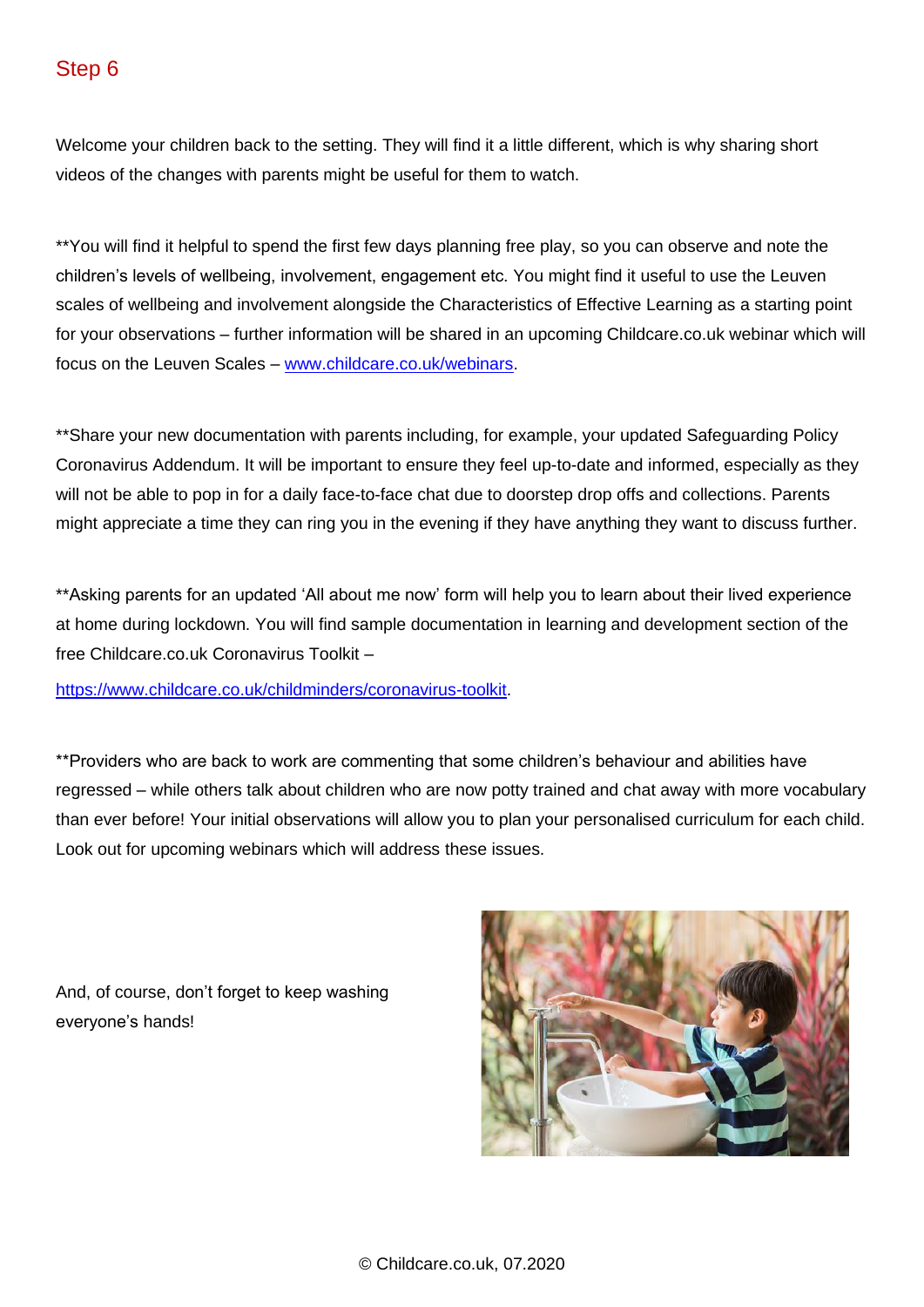## Step 6

Welcome your children back to the setting. They will find it a little different, which is why sharing short videos of the changes with parents might be useful for them to watch.

**You will find it helpful to spend the first few days planning free play, so you can observe and note the children's levels of wellbeing, involvement, engagement etc. You might find it useful to use the Leuven scales of wellbeing and involvement alongside the Characteristics of Effective Learning as a starting point for your observations – further information will be shared in an upcoming Childcare.co.uk webinar which will focus on the Leuven Scales – [www.childcare.co.uk/webinars](www.childcare.co.uk/webinars).

**Share your new documentation with parents including, for example, your updated Safeguarding Policy Coronavirus Addendum. It will be important to ensure they feel up-to-date and informed, especially as they will not be able to pop in for a daily face-to-face chat due to doorstep drop offs and collections. Parents might appreciate a time they can ring you in the evening if they have anything they want to discuss further.

**Asking parents for an updated 'All about me now' form will help you to learn about their lived experience at home during lockdown. You will find sample documentation in learning and development section of the free Childcare.co.uk Coronavirus Toolkit –

[https://www.childcare.co.uk/childminders/coronavirus-toolkit](https://www.childcare.co.uk/childminders/coronavirus-toolkit).

**Providers who are back to work are commenting that some children's behaviour and abilities have regressed – while others talk about children who are now potty trained and chat away with more vocabulary than ever before! Your initial observations will allow you to plan your personalised curriculum for each child. Look out for upcoming webinars which will address these issues.

And, of course, don't forget to keep washing everyone's hands!

© Childcare.co.uk, 07.2020